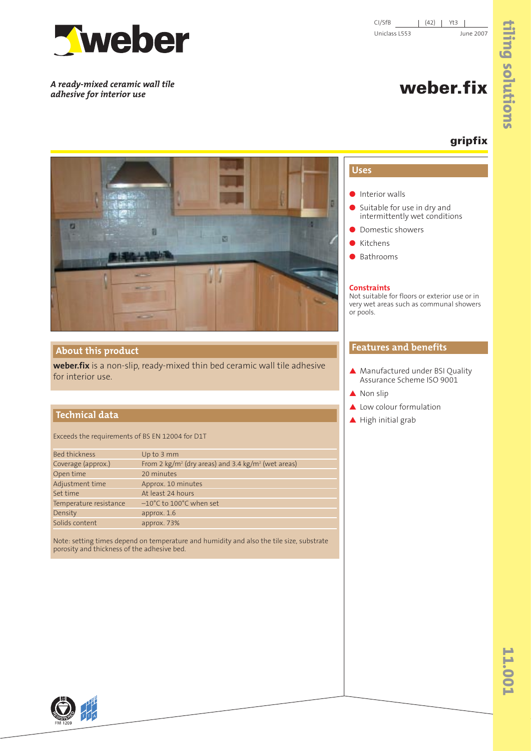CI/SfB | (42) | Yt3 |

Uniclass L553 June 2007

*A ready-mixed ceramic wall tile adhesive for interior use*

# weber.fix

## gripfix

## About this product

**weber.fix** is a non-slip, ready-mixed thin bed ceramic wall tile adhesive for interior use.

## Technical data

Exceeds the requirements of BS EN 12004 for D1T

| | |
|---|---|
| Bed thickness | Up to 3 mm |
| Coverage (approx.) | From 2 kg/m² (dry areas) and 3.4 kg/m² (wet areas) |
| Open time | 20 minutes |
| Adjustment time | Approx. 10 minutes |
| Set time | At least 24 hours |
| Temperature resistance | –10°C to 100°C when set |
| Density | approx. 1.6 |
| Solids content | approx. 73% |

Note: setting times depend on temperature and humidity and also the tile size, substrate porosity and thickness of the adhesive bed.

## Uses

- Interior walls
- Suitable for use in dry and intermittently wet conditions
- Domestic showers
- Kitchens
- Bathrooms

**Constraints**
Not suitable for floors or exterior use or in very wet areas such as communal showers or pools.

## Features and benefits

- Manufactured under BSI Quality Assurance Scheme ISO 9001
- Non slip
- Low colour formulation
- High initial grab

FM 1209

tiling solutions

11.001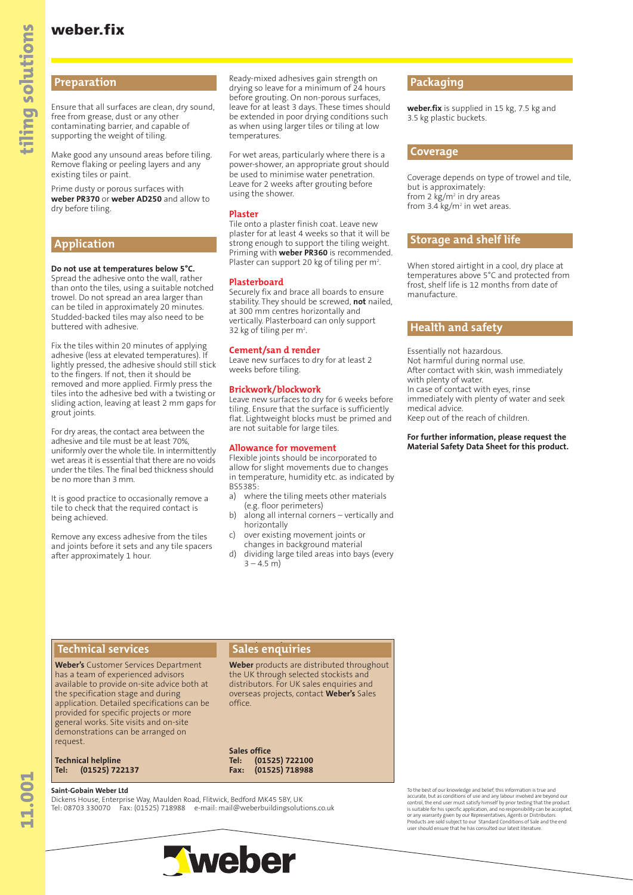# weber.fix

## Preparation

Ensure that all surfaces are clean, dry sound, free from grease, dust or any other contaminating barrier, and capable of supporting the weight of tiling.

Make good any unsound areas before tiling. Remove flaking or peeling layers and any existing tiles or paint.

Prime dusty or porous surfaces with **weber PR370** or **weber AD250** and allow to dry before tiling.

## Application

**Do not use at temperatures below 5°C.**
Spread the adhesive onto the wall, rather than onto the tiles, using a suitable notched trowel. Do not spread an area larger than can be tiled in approximately 20 minutes. Studded-backed tiles may also need to be buttered with adhesive.

Fix the tiles within 20 minutes of applying adhesive (less at elevated temperatures). If lightly pressed, the adhesive should still stick to the fingers. If not, then it should be removed and more applied. Firmly press the tiles into the adhesive bed with a twisting or sliding action, leaving at least 2 mm gaps for grout joints.

For dry areas, the contact area between the adhesive and tile must be at least 70%, uniformly over the whole tile. In intermittently wet areas it is essential that there are no voids under the tiles. The final bed thickness should be no more than 3 mm.

It is good practice to occasionally remove a tile to check that the required contact is being achieved.

Remove any excess adhesive from the tiles and joints before it sets and any tile spacers after approximately 1 hour.

Ready-mixed adhesives gain strength on drying so leave for a minimum of 24 hours before grouting. On non-porous surfaces, leave for at least 3 days. These times should be extended in poor drying conditions such as when using larger tiles or tiling at low temperatures.

For wet areas, particularly where there is a power-shower, an appropriate grout should be used to minimise water penetration. Leave for 2 weeks after grouting before using the shower.

### Plaster

Tile onto a plaster finish coat. Leave new plaster for at least 4 weeks so that it will be strong enough to support the tiling weight. Priming with **weber PR360** is recommended. Plaster can support 20 kg of tiling per m².

### Plasterboard

Securely fix and brace all boards to ensure stability. They should be screwed, **not** nailed, at 300 mm centres horizontally and vertically. Plasterboard can only support 32 kg of tiling per m².

### Cement/san d render

Leave new surfaces to dry for at least 2 weeks before tiling.

### Brickwork/blockwork

Leave new surfaces to dry for 6 weeks before tiling. Ensure that the surface is sufficiently flat. Lightweight blocks must be primed and are not suitable for large tiles.

### Allowance for movement

Flexible joints should be incorporated to allow for slight movements due to changes in temperature, humidity etc. as indicated by BS5385:

a) where the tiling meets other materials (e.g. floor perimeters)
b) along all internal corners – vertically and horizontally
c) over existing movement joints or changes in background material
d) dividing large tiled areas into bays (every 3 – 4.5 m)

## Packaging

**weber.fix** is supplied in 15 kg, 7.5 kg and 3.5 kg plastic buckets.

## Coverage

Coverage depends on type of trowel and tile, but is approximately:
from 2 kg/m² in dry areas
from 3.4 kg/m² in wet areas.

## Storage and shelf life

When stored airtight in a cool, dry place at temperatures above 5°C and protected from frost, shelf life is 12 months from date of manufacture.

## Health and safety

Essentially not hazardous.
Not harmful during normal use.
After contact with skin, wash immediately with plenty of water.
In case of contact with eyes, rinse immediately with plenty of water and seek medical advice.
Keep out of the reach of children.

**For further information, please request the Material Safety Data Sheet for this product.**

## Technical services

**Weber's** Customer Services Department has a team of experienced advisors available to provide on-site advice both at the specification stage and during application. Detailed specifications can be provided for specific projects or more general works. Site visits and on-site demonstrations can be arranged on request.

**Technical helpline**
**Tel: (01525) 722137**

## Sales enquiries

**Weber** products are distributed throughout the UK through selected stockists and distributors. For UK sales enquiries and overseas projects, contact **Weber's** Sales office.

**Sales office**
**Tel: (01525) 722100**
**Fax: (01525) 718988**

**Saint-Gobain Weber Ltd**
Dickens House, Enterprise Way, Maulden Road, Flitwick, Bedford MK45 5BY, UK
Tel: 08703 330070 Fax: (01525) 718988 e-mail: mail@weberbuildingsolutions.co.uk

To the best of our knowledge and belief, this information is true and accurate, but as conditions of use and any labour involved are beyond our control, the end user must satisfy himself by prior testing that the product is suitable for his specific application, and no responsibility can be accepted, or any warranty given by our Representatives, Agents or Distributors. Products are sold subject to our Standard Conditions of Sale and the end user should ensure that he has consulted our latest literature.

weber